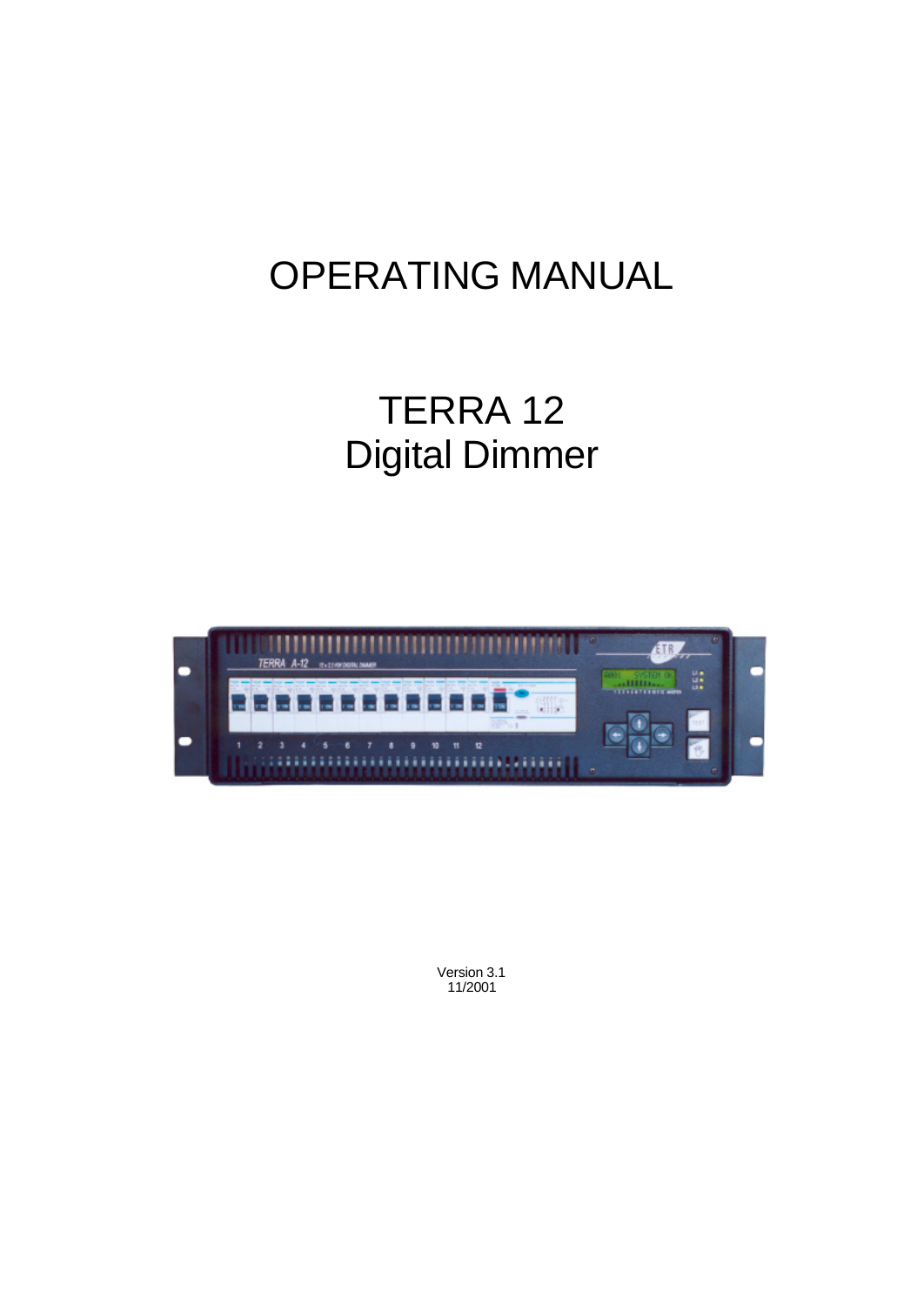# OPERATING MANUAL

# TERRA 12
# Digital Dimmer

Version 3.1
11/2001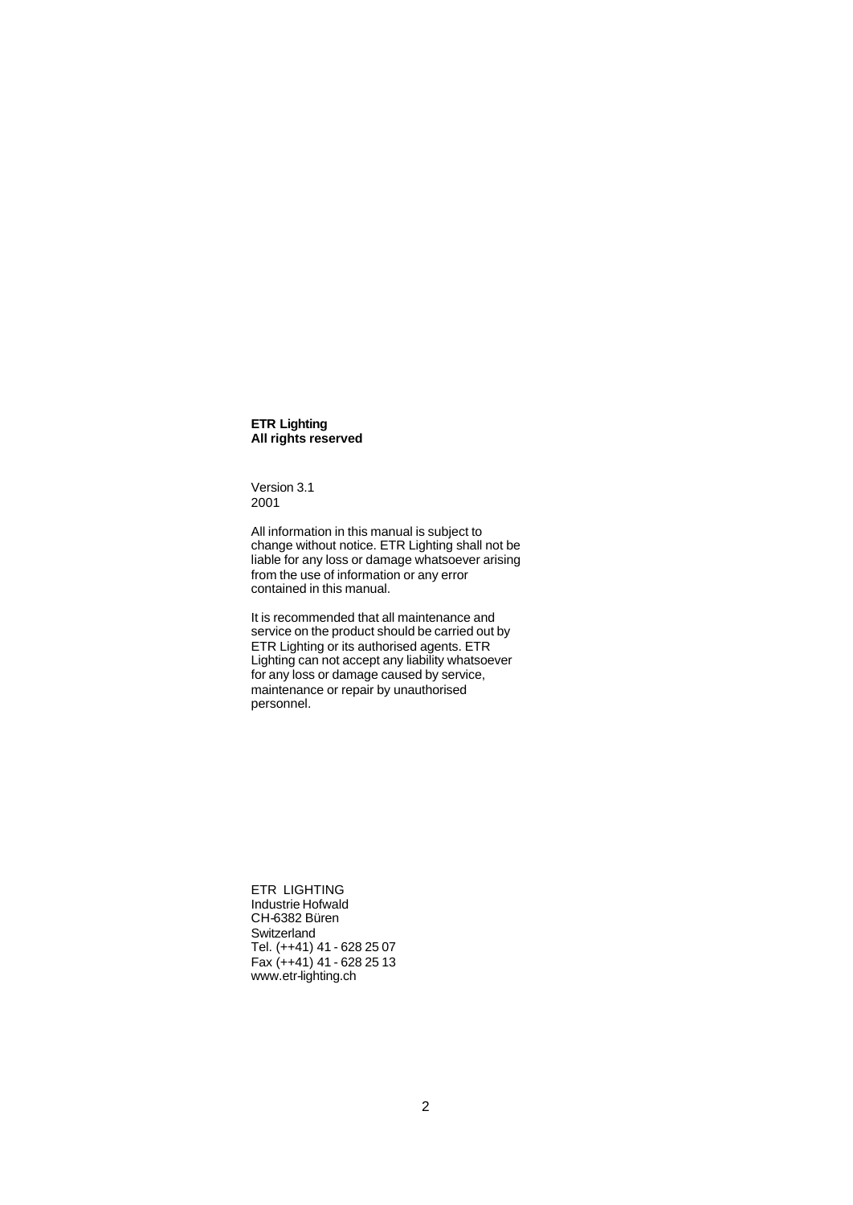**ETR Lighting**
**All rights reserved**

Version 3.1
2001

All information in this manual is subject to change without notice. ETR Lighting shall not be liable for any loss or damage whatsoever arising from the use of information or any error contained in this manual.

It is recommended that all maintenance and service on the product should be carried out by ETR Lighting or its authorised agents. ETR Lighting can not accept any liability whatsoever for any loss or damage caused by service, maintenance or repair by unauthorised personnel.

ETR LIGHTING
Industrie Hofwald
CH-6382 Büren
Switzerland
Tel. (++41) 41 - 628 25 07
Fax (++41) 41 - 628 25 13
www.etr-lighting.ch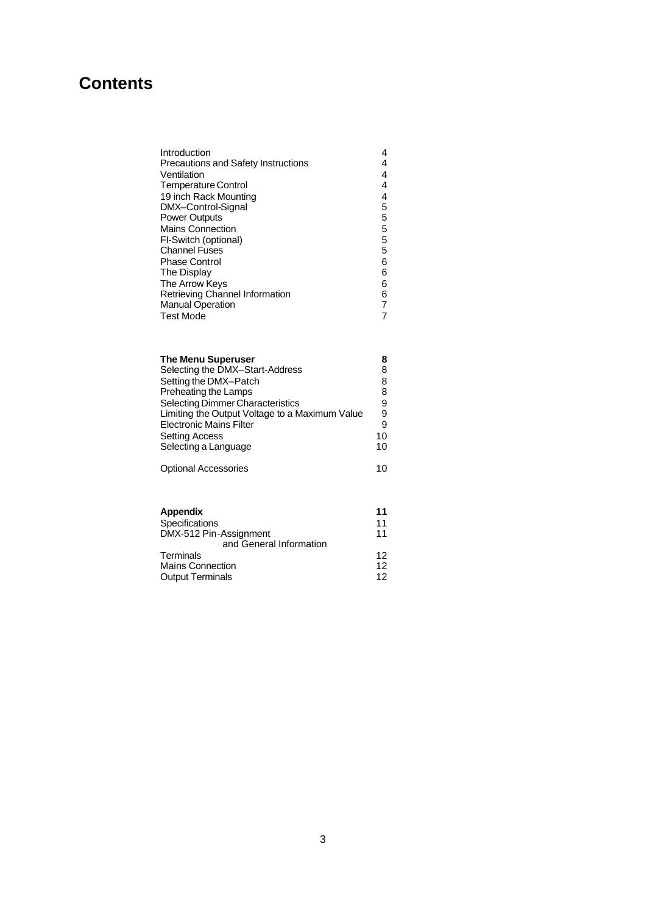# Contents

| | |
|---|---|
| Introduction | 4 |
| Precautions and Safety Instructions | 4 |
| Ventilation | 4 |
| Temperature Control | 4 |
| 19 inch Rack Mounting | 4 |
| DMX–Control-Signal | 5 |
| Power Outputs | 5 |
| Mains Connection | 5 |
| FI-Switch (optional) | 5 |
| Channel Fuses | 5 |
| Phase Control | 6 |
| The Display | 6 |
| The Arrow Keys | 6 |
| Retrieving Channel Information | 6 |
| Manual Operation | 7 |
| Test Mode | 7 |

| | |
|---|---|
| **The Menu Superuser** | **8** |
| Selecting the DMX–Start-Address | 8 |
| Setting the DMX–Patch | 8 |
| Preheating the Lamps | 8 |
| Selecting Dimmer Characteristics | 9 |
| Limiting the Output Voltage to a Maximum Value | 9 |
| Electronic Mains Filter | 9 |
| Setting Access | 10 |
| Selecting a Language | 10 |
| | |
| Optional Accessories | 10 |

| | |
|---|---|
| **Appendix** | **11** |
| Specifications | 11 |
| DMX-512 Pin-Assignment and General Information | 11 |
| Terminals | 12 |
| Mains Connection | 12 |
| Output Terminals | 12 |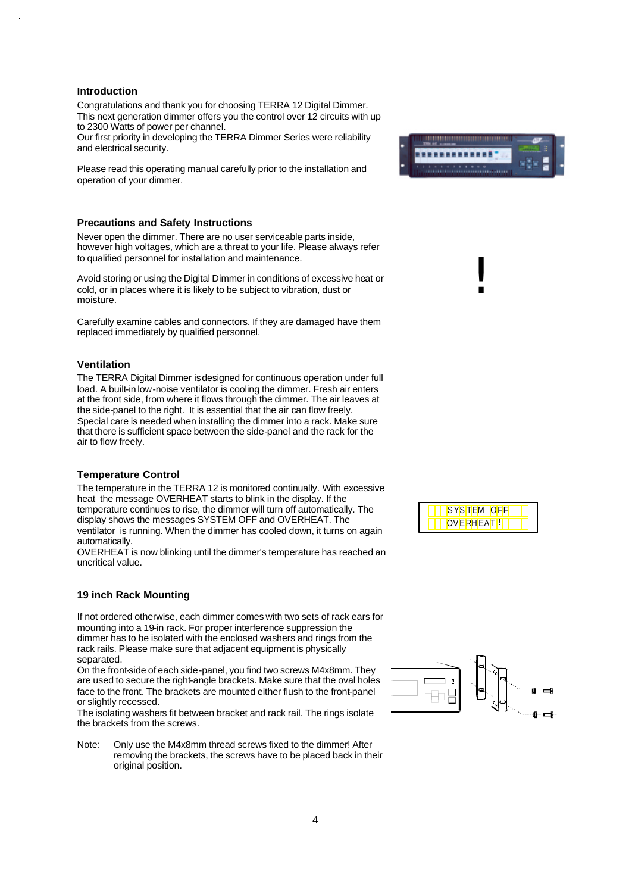## Introduction

Congratulations and thank you for choosing TERRA 12 Digital Dimmer. This next generation dimmer offers you the control over 12 circuits with up to 2300 Watts of power per channel.
Our first priority in developing the TERRA Dimmer Series were reliability and electrical security.

Please read this operating manual carefully prior to the installation and operation of your dimmer.

## Precautions and Safety Instructions

Never open the dimmer. There are no user serviceable parts inside, however high voltages, which are a threat to your life. Please always refer to qualified personnel for installation and maintenance.

Avoid storing or using the Digital Dimmer in conditions of excessive heat or cold, or in places where it is likely to be subject to vibration, dust or moisture.

Carefully examine cables and connectors. If they are damaged have them replaced immediately by qualified personnel.

## Ventilation

The TERRA Digital Dimmer is designed for continuous operation under full load. A built-in low-noise ventilator is cooling the dimmer. Fresh air enters at the front side, from where it flows through the dimmer. The air leaves at the side-panel to the right. It is essential that the air can flow freely. Special care is needed when installing the dimmer into a rack. Make sure that there is sufficient space between the side-panel and the rack for the air to flow freely.

## Temperature Control

The temperature in the TERRA 12 is monitored continually. With excessive heat the message OVERHEAT starts to blink in the display. If the temperature continues to rise, the dimmer will turn off automatically. The display shows the messages SYSTEM OFF and OVERHEAT. The ventilator is running. When the dimmer has cooled down, it turns on again automatically.
OVERHEAT is now blinking until the dimmer's temperature has reached an uncritical value.

SYSTEM OFF
OVERHEAT !

## 19 inch Rack Mounting

If not ordered otherwise, each dimmer comes with two sets of rack ears for mounting into a 19-in rack. For proper interference suppression the dimmer has to be isolated with the enclosed washers and rings from the rack rails. Please make sure that adjacent equipment is physically separated.
On the front-side of each side-panel, you find two screws M4x8mm. They are used to secure the right-angle brackets. Make sure that the oval holes face to the front. The brackets are mounted either flush to the front-panel or slightly recessed.
The isolating washers fit between bracket and rack rail. The rings isolate the brackets from the screws.

Note: Only use the M4x8mm thread screws fixed to the dimmer! After removing the brackets, the screws have to be placed back in their original position.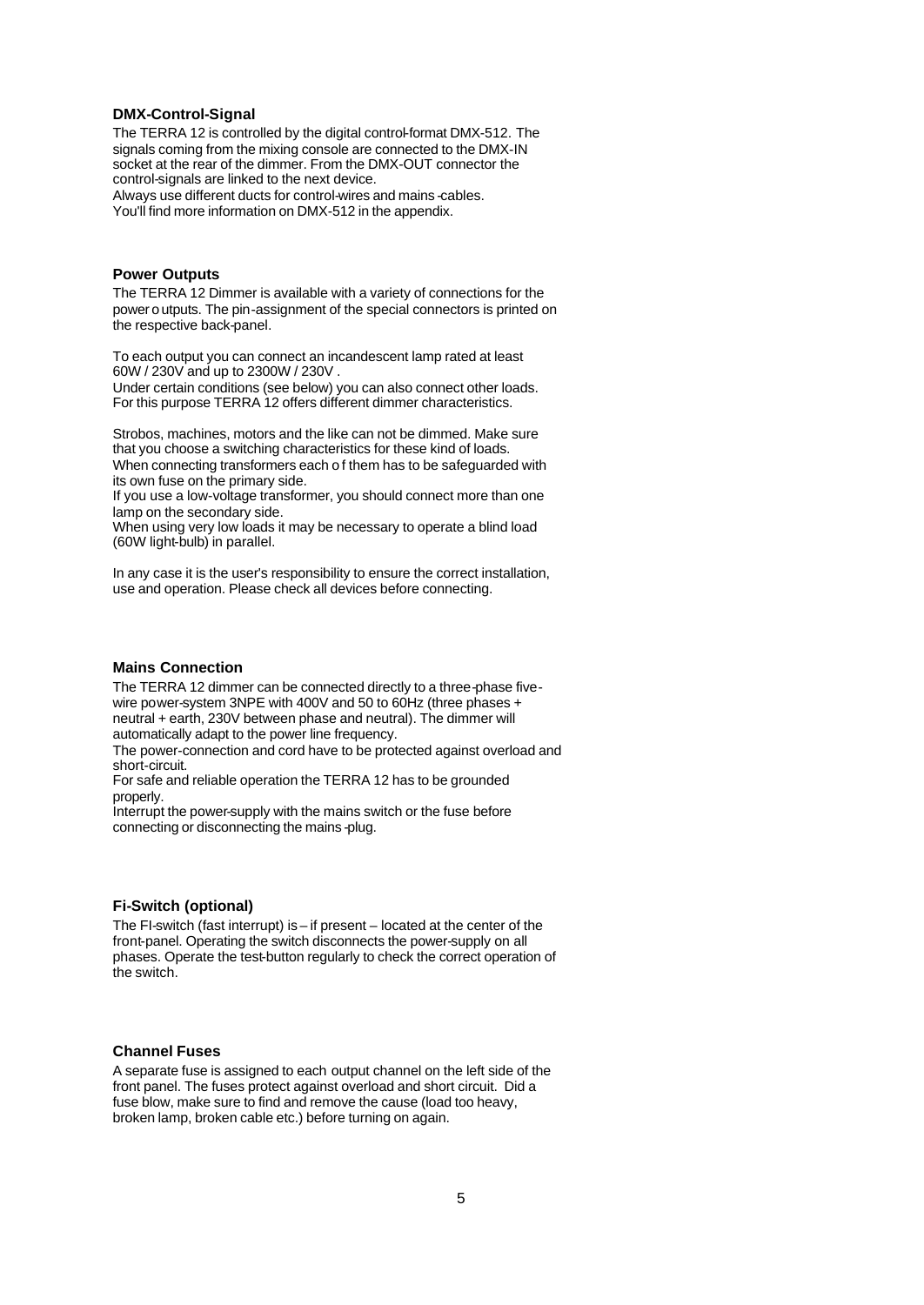### DMX-Control-Signal

The TERRA 12 is controlled by the digital control-format DMX-512. The signals coming from the mixing console are connected to the DMX-IN socket at the rear of the dimmer. From the DMX-OUT connector the control-signals are linked to the next device.
Always use different ducts for control-wires and mains-cables.
You'll find more information on DMX-512 in the appendix.

### Power Outputs

The TERRA 12 Dimmer is available with a variety of connections for the power outputs. The pin-assignment of the special connectors is printed on the respective back-panel.

To each output you can connect an incandescent lamp rated at least 60W / 230V and up to 2300W / 230V .
Under certain conditions (see below) you can also connect other loads. For this purpose TERRA 12 offers different dimmer characteristics.

Strobos, machines, motors and the like can not be dimmed. Make sure that you choose a switching characteristics for these kind of loads.
When connecting transformers each of them has to be safeguarded with its own fuse on the primary side.
If you use a low-voltage transformer, you should connect more than one lamp on the secondary side.
When using very low loads it may be necessary to operate a blind load (60W light-bulb) in parallel.

In any case it is the user's responsibility to ensure the correct installation, use and operation. Please check all devices before connecting.

### Mains Connection

The TERRA 12 dimmer can be connected directly to a three-phase five-wire power-system 3NPE with 400V and 50 to 60Hz (three phases + neutral + earth, 230V between phase and neutral). The dimmer will automatically adapt to the power line frequency.
The power-connection and cord have to be protected against overload and short-circuit.
For safe and reliable operation the TERRA 12 has to be grounded properly.
Interrupt the power-supply with the mains switch or the fuse before connecting or disconnecting the mains-plug.

### Fi-Switch (optional)

The FI-switch (fast interrupt) is – if present – located at the center of the front-panel. Operating the switch disconnects the power-supply on all phases. Operate the test-button regularly to check the correct operation of the switch.

### Channel Fuses

A separate fuse is assigned to each output channel on the left side of the front panel. The fuses protect against overload and short circuit. Did a fuse blow, make sure to find and remove the cause (load too heavy, broken lamp, broken cable etc.) before turning on again.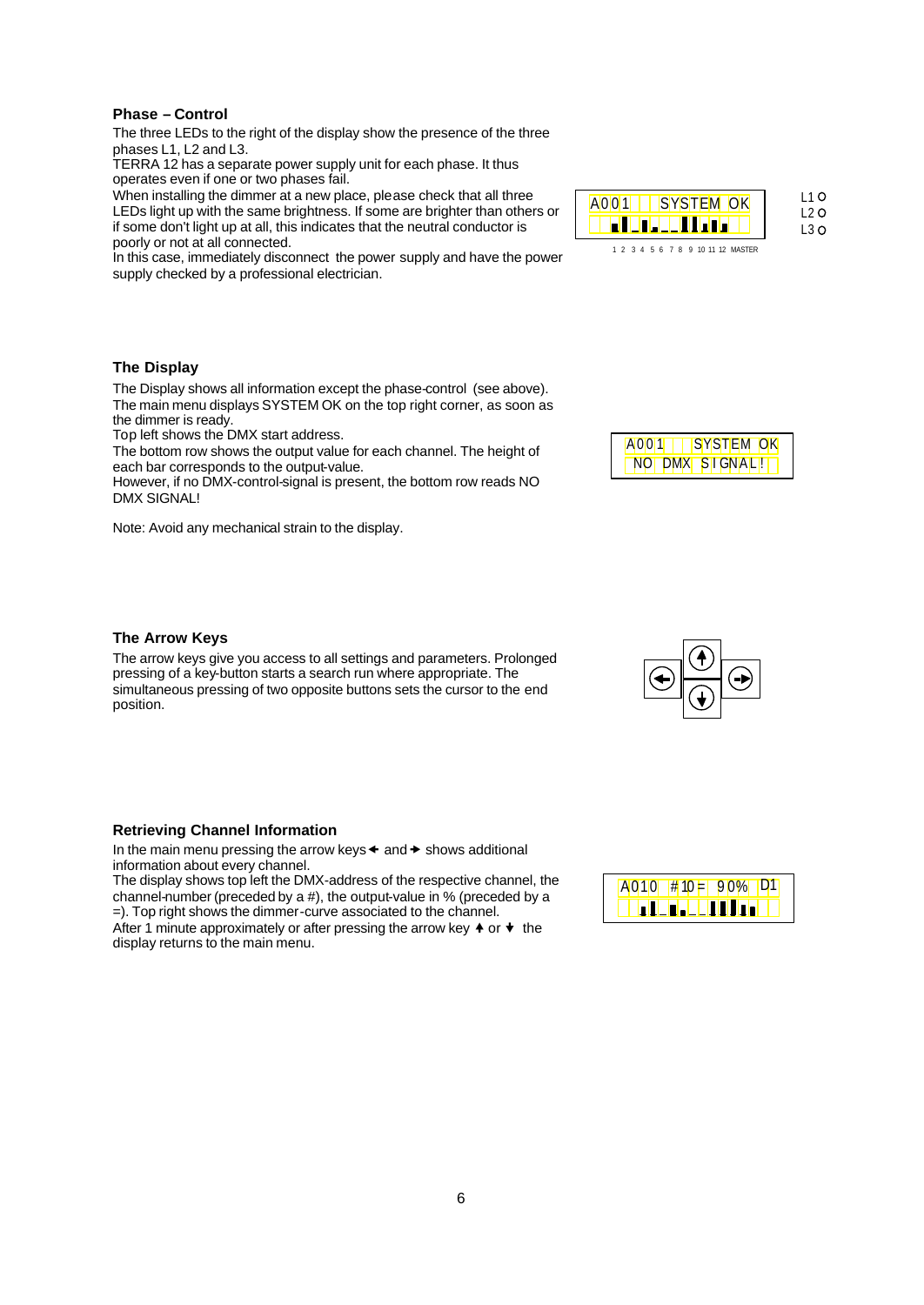### Phase – Control

The three LEDs to the right of the display show the presence of the three phases L1, L2 and L3.
TERRA 12 has a separate power supply unit for each phase. It thus operates even if one or two phases fail.
When installing the dimmer at a new place, please check that all three LEDs light up with the same brightness. If some are brighter than others or if some don't light up at all, this indicates that the neutral conductor is poorly or not at all connected.
In this case, immediately disconnect the power supply and have the power supply checked by a professional electrician.

A001 SYSTEM OK

1 2 3 4 5 6 7 8 9 10 11 12 MASTER

L1
L2
L3

### The Display

The Display shows all information except the phase-control (see above).
The main menu displays SYSTEM OK on the top right corner, as soon as the dimmer is ready.
Top left shows the DMX start address.
The bottom row shows the output value for each channel. The height of each bar corresponds to the output-value.
However, if no DMX-control-signal is present, the bottom row reads NO DMX SIGNAL!

Note: Avoid any mechanical strain to the display.

A001 SYSTEM OK
NO DMX SIGNAL!

### The Arrow Keys

The arrow keys give you access to all settings and parameters. Prolonged pressing of a key-button starts a search run where appropriate. The simultaneous pressing of two opposite buttons sets the cursor to the end position.

### Retrieving Channel Information

In the main menu pressing the arrow keys ← and → shows additional information about every channel.
The display shows top left the DMX-address of the respective channel, the channel-number (preceded by a #), the output-value in % (preceded by a =). Top right shows the dimmer-curve associated to the channel.
After 1 minute approximately or after pressing the arrow key ↑ or ↓ the display returns to the main menu.

A010 #10= 90% D1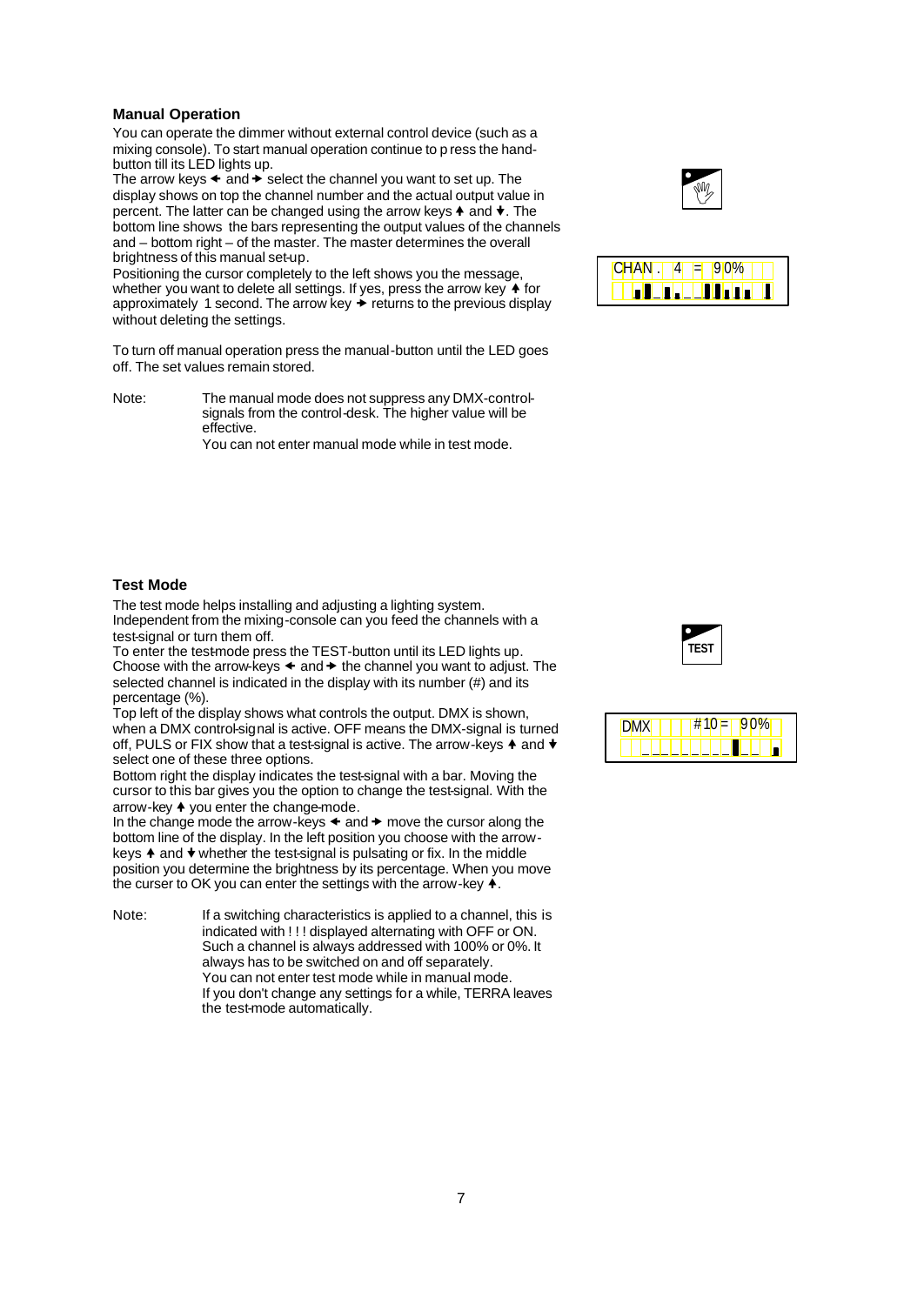## Manual Operation

You can operate the dimmer without external control device (such as a mixing console). To start manual operation continue to press the hand-button till its LED lights up.
The arrow keys ← and → select the channel you want to set up. The display shows on top the channel number and the actual output value in percent. The latter can be changed using the arrow keys ↑ and ↓. The bottom line shows the bars representing the output values of the channels and – bottom right – of the master. The master determines the overall brightness of this manual set-up.
Positioning the cursor completely to the left shows you the message, whether you want to delete all settings. If yes, press the arrow key ↑ for approximately 1 second. The arrow key → returns to the previous display without deleting the settings.

To turn off manual operation press the manual-button until the LED goes off. The set values remain stored.

Note: The manual mode does not suppress any DMX-control-signals from the control-desk. The higher value will be effective.
You can not enter manual mode while in test mode.

## Test Mode

The test mode helps installing and adjusting a lighting system. Independent from the mixing-console can you feed the channels with a test-signal or turn them off.
To enter the test-mode press the TEST-button until its LED lights up. Choose with the arrow-keys ← and → the channel you want to adjust. The selected channel is indicated in the display with its number (#) and its percentage (%).
Top left of the display shows what controls the output. DMX is shown, when a DMX control-signal is active. OFF means the DMX-signal is turned off, PULS or FIX show that a test-signal is active. The arrow-keys ↑ and ↓ select one of these three options.
Bottom right the display indicates the test-signal with a bar. Moving the cursor to this bar gives you the option to change the test-signal. With the arrow-key ↑ you enter the change-mode.
In the change mode the arrow-keys ← and → move the cursor along the bottom line of the display. In the left position you choose with the arrow-keys ↑ and ↓ whether the test-signal is pulsating or fix. In the middle position you determine the brightness by its percentage. When you move the curser to OK you can enter the settings with the arrow-key ↑.

Note: If a switching characteristics is applied to a channel, this is indicated with ! ! ! displayed alternating with OFF or ON. Such a channel is always addressed with 100% or 0%. It always has to be switched on and off separately.
You can not enter test mode while in manual mode.
If you don't change any settings for a while, TERRA leaves the test-mode automatically.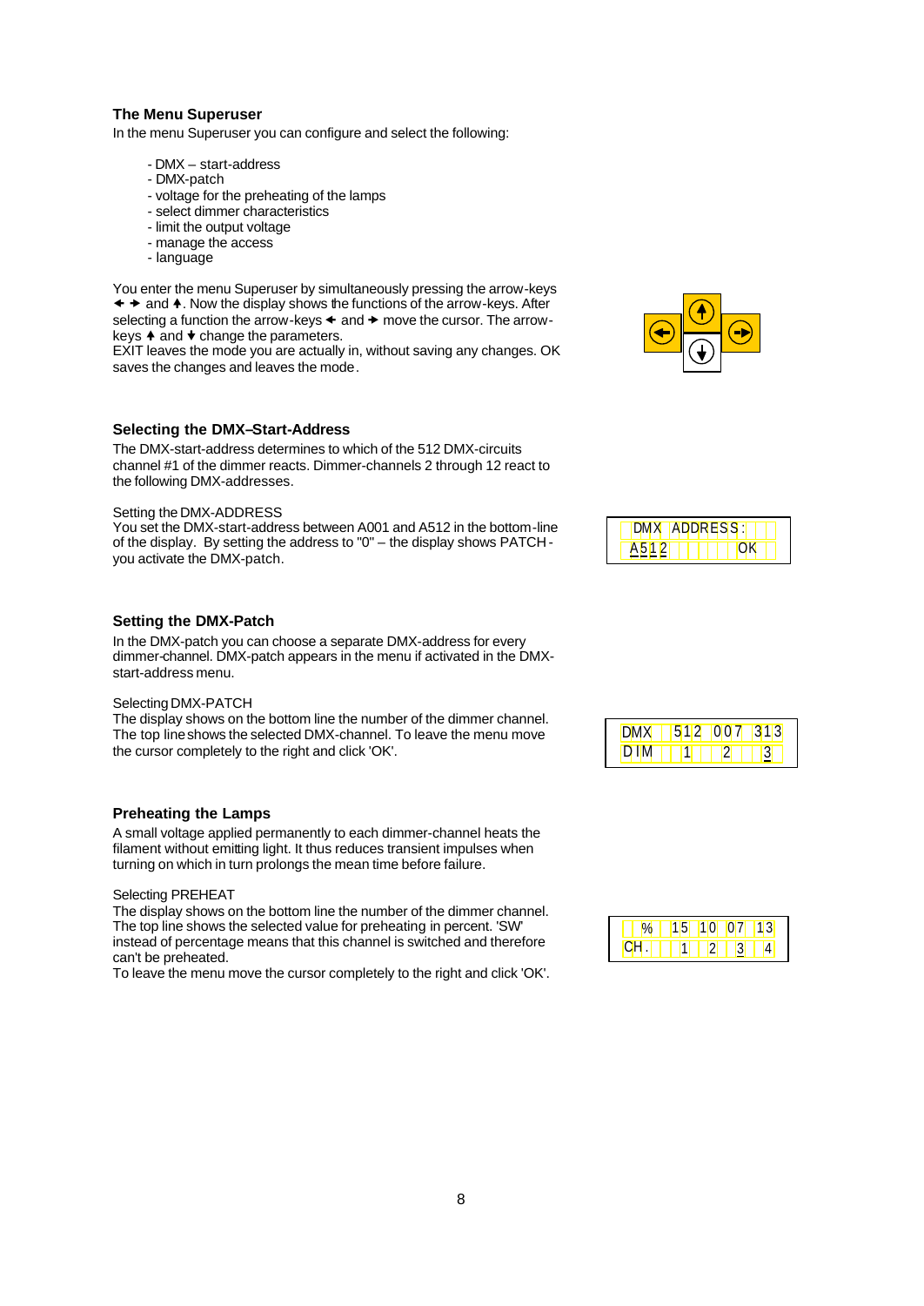## The Menu Superuser

In the menu Superuser you can configure and select the following:

- DMX – start-address
- DMX-patch
- voltage for the preheating of the lamps
- select dimmer characteristics
- limit the output voltage
- manage the access
- language

You enter the menu Superuser by simultaneously pressing the arrow-keys ← → and ↑. Now the display shows the functions of the arrow-keys. After selecting a function the arrow-keys ← and → move the cursor. The arrow-keys ↑ and ↓ change the parameters.
EXIT leaves the mode you are actually in, without saving any changes. OK saves the changes and leaves the mode.

## Selecting the DMX–Start-Address

The DMX-start-address determines to which of the 512 DMX-circuits channel #1 of the dimmer reacts. Dimmer-channels 2 through 12 react to the following DMX-addresses.

Setting the DMX-ADDRESS
You set the DMX-start-address between A001 and A512 in the bottom-line of the display. By setting the address to "0" – the display shows PATCH - you activate the DMX-patch.

```
DMX ADDRESS:
A512        OK
```

## Setting the DMX-Patch

In the DMX-patch you can choose a separate DMX-address for every dimmer-channel. DMX-patch appears in the menu if activated in the DMX-start-address menu.

Selecting DMX-PATCH
The display shows on the bottom line the number of the dimmer channel. The top line shows the selected DMX-channel. To leave the menu move the cursor completely to the right and click 'OK'.

```
DMX  512 007 313
DIM    1   2   3
```

## Preheating the Lamps

A small voltage applied permanently to each dimmer-channel heats the filament without emitting light. It thus reduces transient impulses when turning on which in turn prolongs the mean time before failure.

Selecting PREHEAT
The display shows on the bottom line the number of the dimmer channel. The top line shows the selected value for preheating in percent. 'SW' instead of percentage means that this channel is switched and therefore can't be preheated.
To leave the menu move the cursor completely to the right and click 'OK'.

```
  %  15 10 07 13
CH.   1  2  3  4
```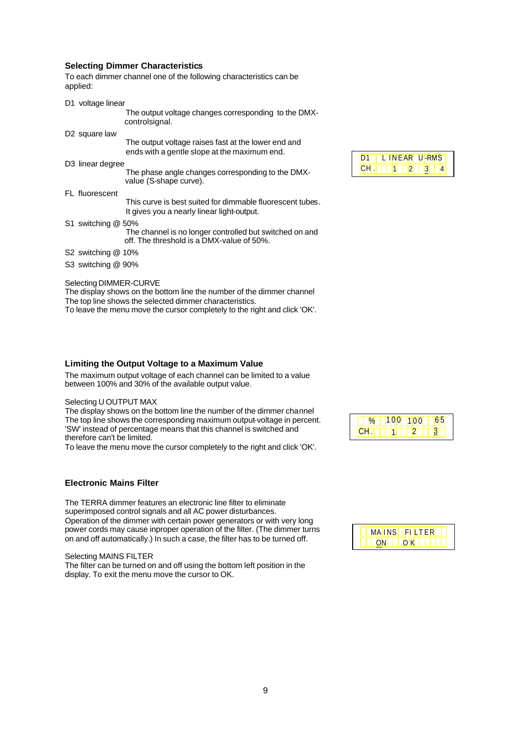### Selecting Dimmer Characteristics

To each dimmer channel one of the following characteristics can be applied:

D1 voltage linear
: The output voltage changes corresponding to the DMX-controlsignal.

D2 square law
: The output voltage raises fast at the lower end and ends with a gentle slope at the maximum end.

D3 linear degree
: The phase angle changes corresponding to the DMX-value (S-shape curve).

FL fluorescent
: This curve is best suited for dimmable fluorescent tubes. It gives you a nearly linear light-output.

S1 switching @ 50%
: The channel is no longer controlled but switched on and off. The threshold is a DMX-value of 50%.

S2 switching @ 10%

S3 switching @ 90%

```
D1   LINEAR U-RMS
CH.    1  2  3  4
```

Selecting DIMMER-CURVE
The display shows on the bottom line the number of the dimmer channel
The top line shows the selected dimmer characteristics.
To leave the menu move the cursor completely to the right and click 'OK'.

### Limiting the Output Voltage to a Maximum Value

The maximum output voltage of each channel can be limited to a value between 100% and 30% of the available output value.

Selecting U OUTPUT MAX
The display shows on the bottom line the number of the dimmer channel
The top line shows the corresponding maximum output-voltage in percent.
'SW' instead of percentage means that this channel is switched and therefore can't be limited.
To leave the menu move the cursor completely to the right and click 'OK'.

```
  %  100 100  65
CH.    1   2   3
```

### Electronic Mains Filter

The TERRA dimmer features an electronic line filter to eliminate superimposed control signals and all AC power disturbances.
Operation of the dimmer with certain power generators or with very long power cords may cause inproper operation of the filter. (The dimmer turns on and off automatically.) In such a case, the filter has to be turned off.

```
  MAINS  FILTER
   ON   OK
```

Selecting MAINS FILTER
The filter can be turned on and off using the bottom left position in the display. To exit the menu move the cursor to OK.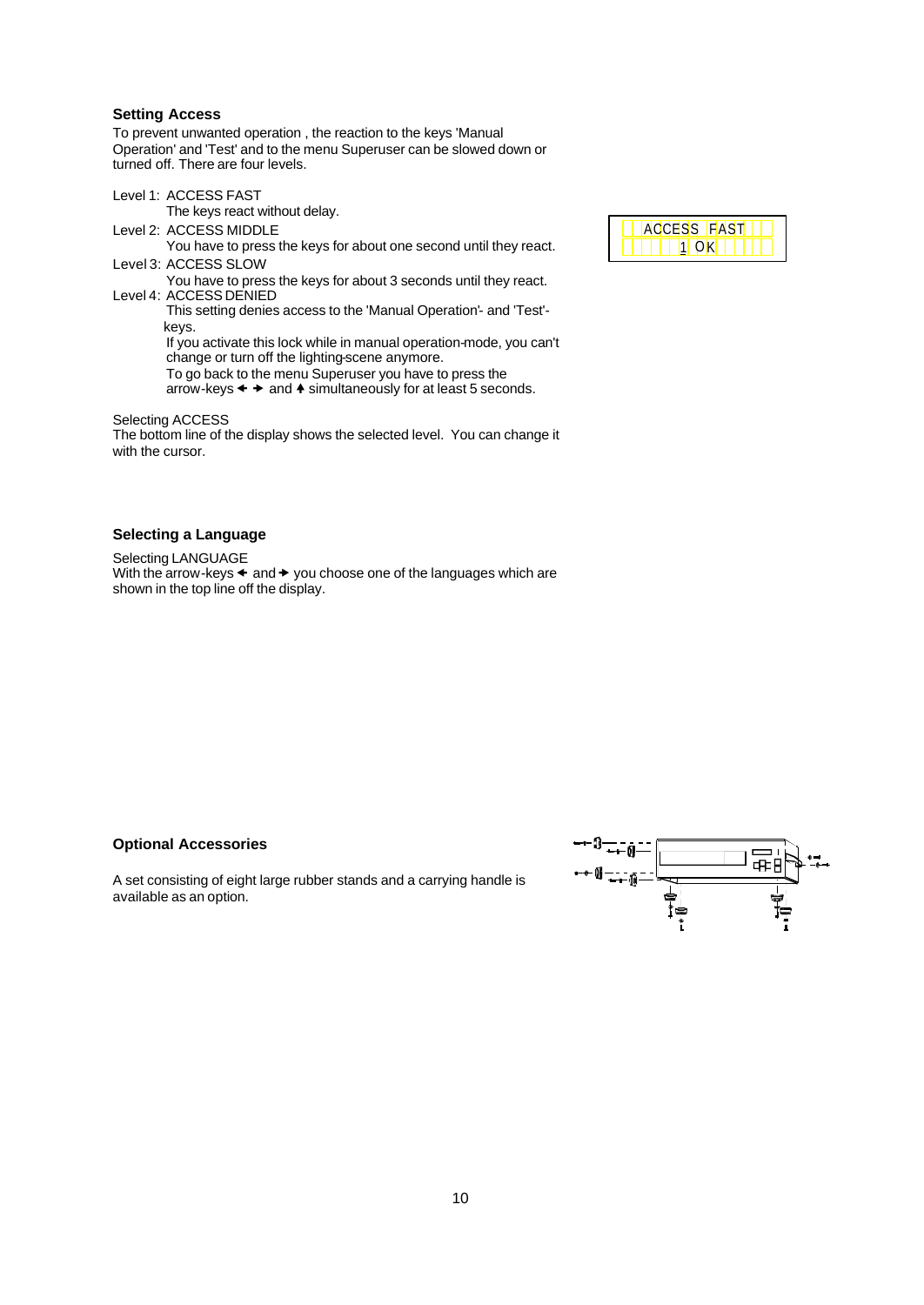### Setting Access

To prevent unwanted operation , the reaction to the keys 'Manual Operation' and 'Test' and to the menu Superuser can be slowed down or turned off. There are four levels.

Level 1: ACCESS FAST
The keys react without delay.

Level 2: ACCESS MIDDLE
You have to press the keys for about one second until they react.

Level 3: ACCESS SLOW
You have to press the keys for about 3 seconds until they react.

Level 4: ACCESS DENIED
This setting denies access to the 'Manual Operation'- and 'Test'-keys.
If you activate this lock while in manual operation-mode, you can't change or turn off the lighting-scene anymore.
To go back to the menu Superuser you have to press the arrow-keys ← → and ↑ simultaneously for at least 5 seconds.

ACCESS FAST
1 OK

Selecting ACCESS
The bottom line of the display shows the selected level. You can change it with the cursor.

### Selecting a Language

Selecting LANGUAGE
With the arrow-keys ← and → you choose one of the languages which are shown in the top line off the display.

### Optional Accessories

A set consisting of eight large rubber stands and a carrying handle is available as an option.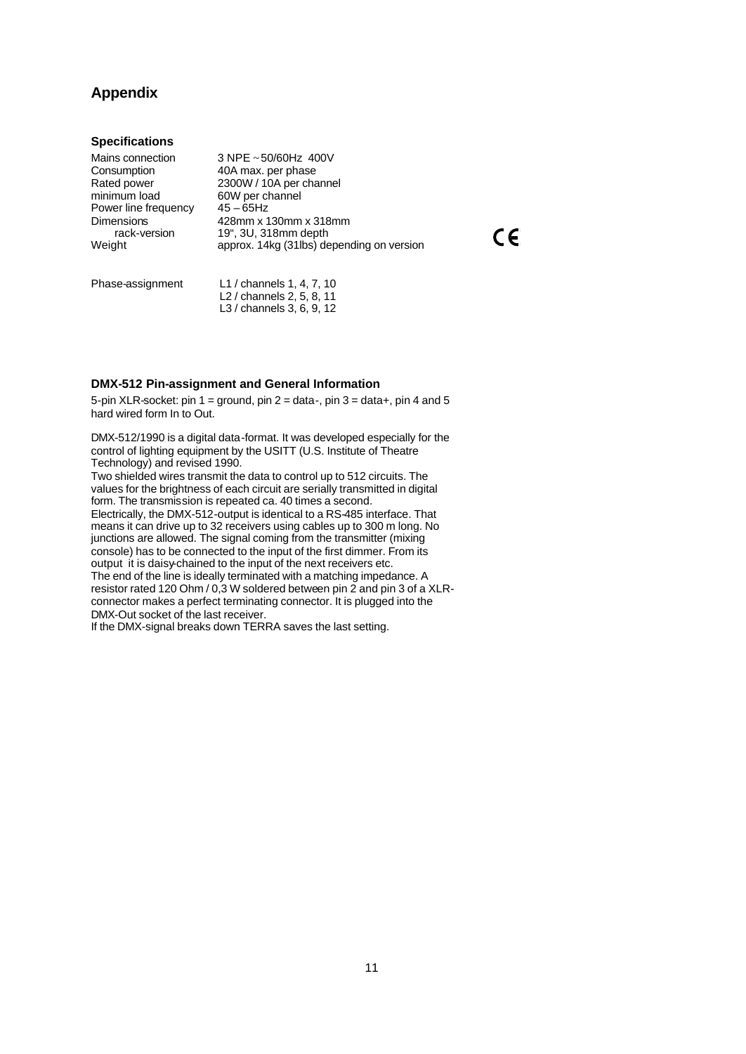# Appendix

## Specifications

| | |
|---|---|
| Mains connection | 3 NPE ~50/60Hz 400V |
| Consumption | 40A max. per phase |
| Rated power | 2300W / 10A per channel |
| minimum load | 60W per channel |
| Power line frequency | 45 – 65Hz |
| Dimensions | 428mm x 130mm x 318mm |
| rack-version | 19", 3U, 318mm depth |
| Weight | approx. 14kg (31lbs) depending on version |

CE

| | |
|---|---|
| Phase-assignment | L1 / channels 1, 4, 7, 10 |
| | L2 / channels 2, 5, 8, 11 |
| | L3 / channels 3, 6, 9, 12 |

### DMX-512 Pin-assignment and General Information

5-pin XLR-socket: pin 1 = ground, pin 2 = data-, pin 3 = data+, pin 4 and 5 hard wired form In to Out.

DMX-512/1990 is a digital data-format. It was developed especially for the control of lighting equipment by the USITT (U.S. Institute of Theatre Technology) and revised 1990.
Two shielded wires transmit the data to control up to 512 circuits. The values for the brightness of each circuit are serially transmitted in digital form. The transmission is repeated ca. 40 times a second.
Electrically, the DMX-512-output is identical to a RS-485 interface. That means it can drive up to 32 receivers using cables up to 300 m long. No junctions are allowed. The signal coming from the transmitter (mixing console) has to be connected to the input of the first dimmer. From its output it is daisy-chained to the input of the next receivers etc.
The end of the line is ideally terminated with a matching impedance. A resistor rated 120 Ohm / 0,3 W soldered between pin 2 and pin 3 of a XLR-connector makes a perfect terminating connector. It is plugged into the DMX-Out socket of the last receiver.
If the DMX-signal breaks down TERRA saves the last setting.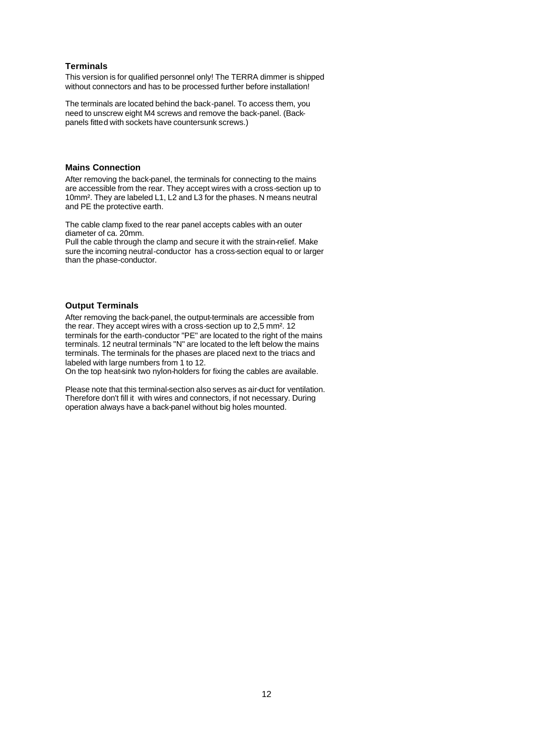## Terminals

This version is for qualified personnel only! The TERRA dimmer is shipped without connectors and has to be processed further before installation!

The terminals are located behind the back-panel. To access them, you need to unscrew eight M4 screws and remove the back-panel. (Back-panels fitted with sockets have countersunk screws.)

## Mains Connection

After removing the back-panel, the terminals for connecting to the mains are accessible from the rear. They accept wires with a cross-section up to 10mm². They are labeled L1, L2 and L3 for the phases. N means neutral and PE the protective earth.

The cable clamp fixed to the rear panel accepts cables with an outer diameter of ca. 20mm.
Pull the cable through the clamp and secure it with the strain-relief. Make sure the incoming neutral-conductor has a cross-section equal to or larger than the phase-conductor.

## Output Terminals

After removing the back-panel, the output-terminals are accessible from the rear. They accept wires with a cross-section up to 2,5 mm². 12 terminals for the earth-conductor "PE" are located to the right of the mains terminals. 12 neutral terminals "N" are located to the left below the mains terminals. The terminals for the phases are placed next to the triacs and labeled with large numbers from 1 to 12.
On the top heat-sink two nylon-holders for fixing the cables are available.

Please note that this terminal-section also serves as air-duct for ventilation. Therefore don't fill it with wires and connectors, if not necessary. During operation always have a back-panel without big holes mounted.